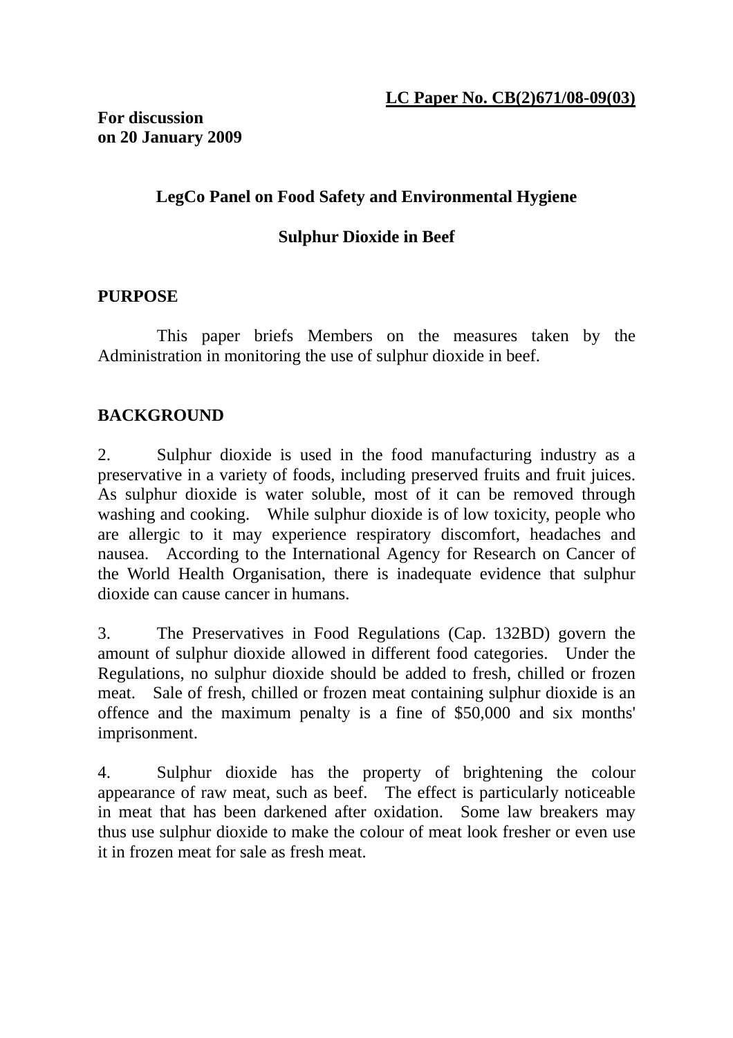**LC Paper No. CB(2)671/08-09(03)**

**For discussion on 20 January 2009**

# LegCo Panel on Food Safety and Environmental Hygiene

## Sulphur Dioxide in Beef

### PURPOSE

This paper briefs Members on the measures taken by the Administration in monitoring the use of sulphur dioxide in beef.

### BACKGROUND

2. Sulphur dioxide is used in the food manufacturing industry as a preservative in a variety of foods, including preserved fruits and fruit juices. As sulphur dioxide is water soluble, most of it can be removed through washing and cooking. While sulphur dioxide is of low toxicity, people who are allergic to it may experience respiratory discomfort, headaches and nausea. According to the International Agency for Research on Cancer of the World Health Organisation, there is inadequate evidence that sulphur dioxide can cause cancer in humans.

3. The Preservatives in Food Regulations (Cap. 132BD) govern the amount of sulphur dioxide allowed in different food categories. Under the Regulations, no sulphur dioxide should be added to fresh, chilled or frozen meat. Sale of fresh, chilled or frozen meat containing sulphur dioxide is an offence and the maximum penalty is a fine of $50,000 and six months' imprisonment.

4. Sulphur dioxide has the property of brightening the colour appearance of raw meat, such as beef. The effect is particularly noticeable in meat that has been darkened after oxidation. Some law breakers may thus use sulphur dioxide to make the colour of meat look fresher or even use it in frozen meat for sale as fresh meat.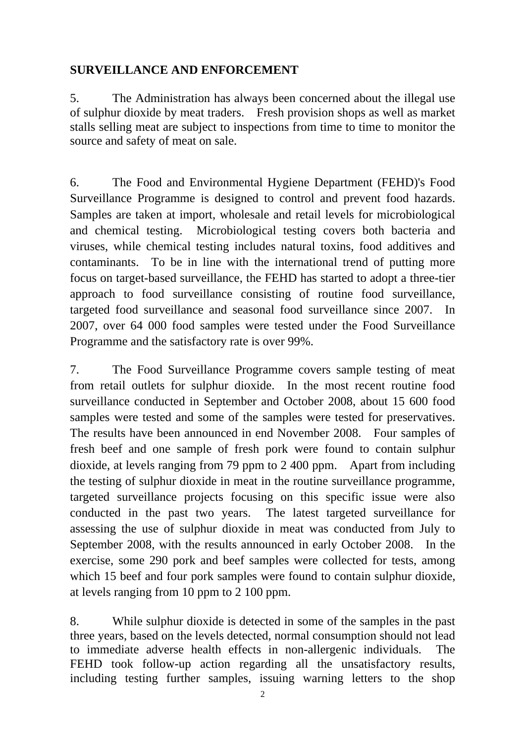## SURVEILLANCE AND ENFORCEMENT

5. The Administration has always been concerned about the illegal use of sulphur dioxide by meat traders. Fresh provision shops as well as market stalls selling meat are subject to inspections from time to time to monitor the source and safety of meat on sale.

6. The Food and Environmental Hygiene Department (FEHD)'s Food Surveillance Programme is designed to control and prevent food hazards. Samples are taken at import, wholesale and retail levels for microbiological and chemical testing. Microbiological testing covers both bacteria and viruses, while chemical testing includes natural toxins, food additives and contaminants. To be in line with the international trend of putting more focus on target-based surveillance, the FEHD has started to adopt a three-tier approach to food surveillance consisting of routine food surveillance, targeted food surveillance and seasonal food surveillance since 2007. In 2007, over 64 000 food samples were tested under the Food Surveillance Programme and the satisfactory rate is over 99%.

7. The Food Surveillance Programme covers sample testing of meat from retail outlets for sulphur dioxide. In the most recent routine food surveillance conducted in September and October 2008, about 15 600 food samples were tested and some of the samples were tested for preservatives. The results have been announced in end November 2008. Four samples of fresh beef and one sample of fresh pork were found to contain sulphur dioxide, at levels ranging from 79 ppm to 2 400 ppm. Apart from including the testing of sulphur dioxide in meat in the routine surveillance programme, targeted surveillance projects focusing on this specific issue were also conducted in the past two years. The latest targeted surveillance for assessing the use of sulphur dioxide in meat was conducted from July to September 2008, with the results announced in early October 2008. In the exercise, some 290 pork and beef samples were collected for tests, among which 15 beef and four pork samples were found to contain sulphur dioxide, at levels ranging from 10 ppm to 2 100 ppm.

8. While sulphur dioxide is detected in some of the samples in the past three years, based on the levels detected, normal consumption should not lead to immediate adverse health effects in non-allergenic individuals. The FEHD took follow-up action regarding all the unsatisfactory results, including testing further samples, issuing warning letters to the shop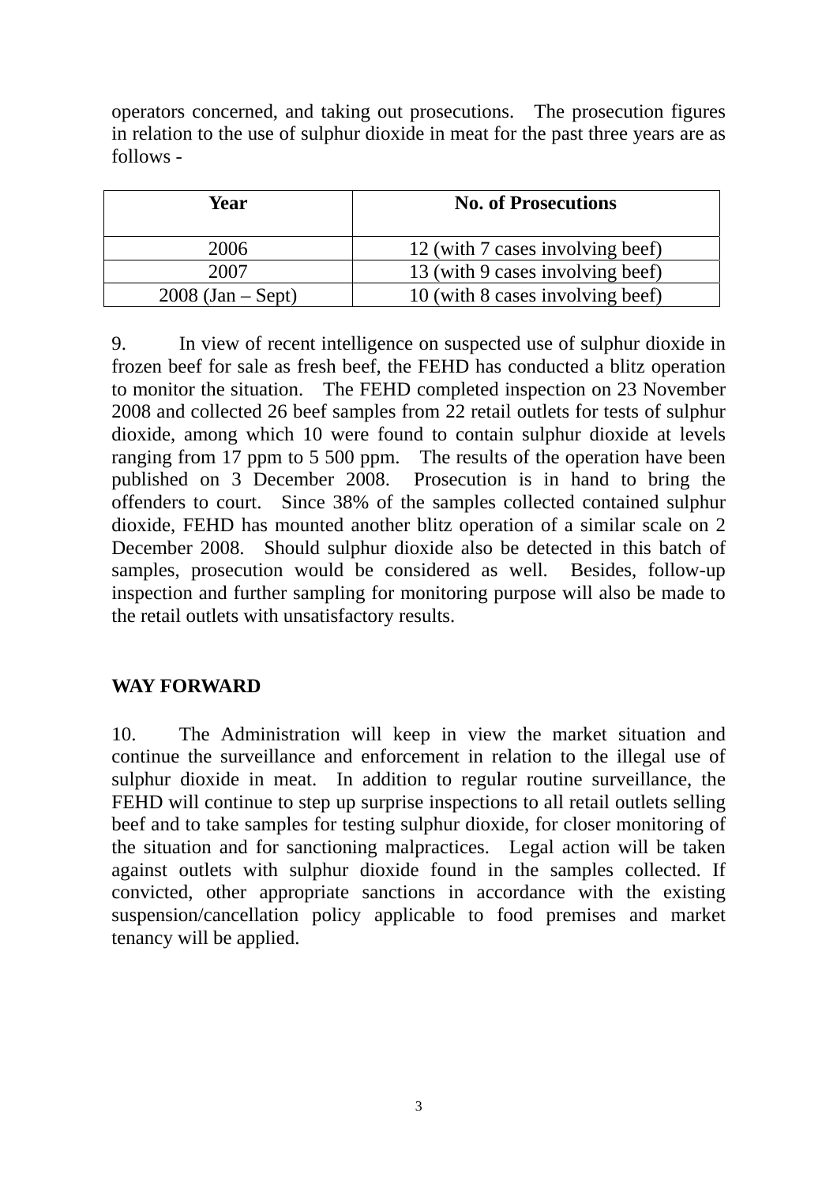operators concerned, and taking out prosecutions. The prosecution figures in relation to the use of sulphur dioxide in meat for the past three years are as follows -

| Year | No. of Prosecutions |
|---|---|
| 2006 | 12 (with 7 cases involving beef) |
| 2007 | 13 (with 9 cases involving beef) |
| 2008 (Jan – Sept) | 10 (with 8 cases involving beef) |

9. In view of recent intelligence on suspected use of sulphur dioxide in frozen beef for sale as fresh beef, the FEHD has conducted a blitz operation to monitor the situation. The FEHD completed inspection on 23 November 2008 and collected 26 beef samples from 22 retail outlets for tests of sulphur dioxide, among which 10 were found to contain sulphur dioxide at levels ranging from 17 ppm to 5 500 ppm. The results of the operation have been published on 3 December 2008. Prosecution is in hand to bring the offenders to court. Since 38% of the samples collected contained sulphur dioxide, FEHD has mounted another blitz operation of a similar scale on 2 December 2008. Should sulphur dioxide also be detected in this batch of samples, prosecution would be considered as well. Besides, follow-up inspection and further sampling for monitoring purpose will also be made to the retail outlets with unsatisfactory results.

## WAY FORWARD

10. The Administration will keep in view the market situation and continue the surveillance and enforcement in relation to the illegal use of sulphur dioxide in meat. In addition to regular routine surveillance, the FEHD will continue to step up surprise inspections to all retail outlets selling beef and to take samples for testing sulphur dioxide, for closer monitoring of the situation and for sanctioning malpractices. Legal action will be taken against outlets with sulphur dioxide found in the samples collected. If convicted, other appropriate sanctions in accordance with the existing suspension/cancellation policy applicable to food premises and market tenancy will be applied.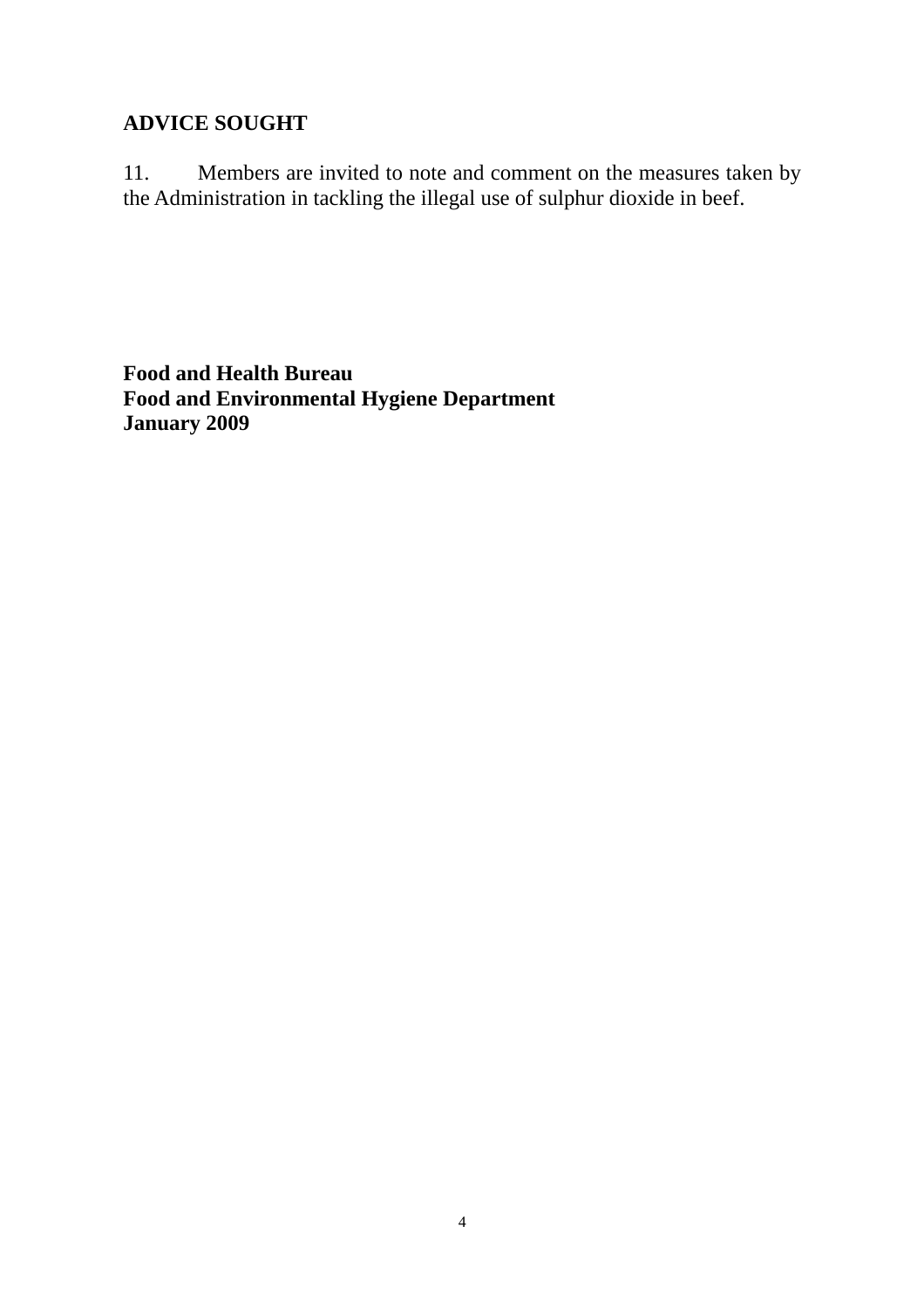## ADVICE SOUGHT

11. Members are invited to note and comment on the measures taken by the Administration in tackling the illegal use of sulphur dioxide in beef.

**Food and Health Bureau**
**Food and Environmental Hygiene Department**
**January 2009**